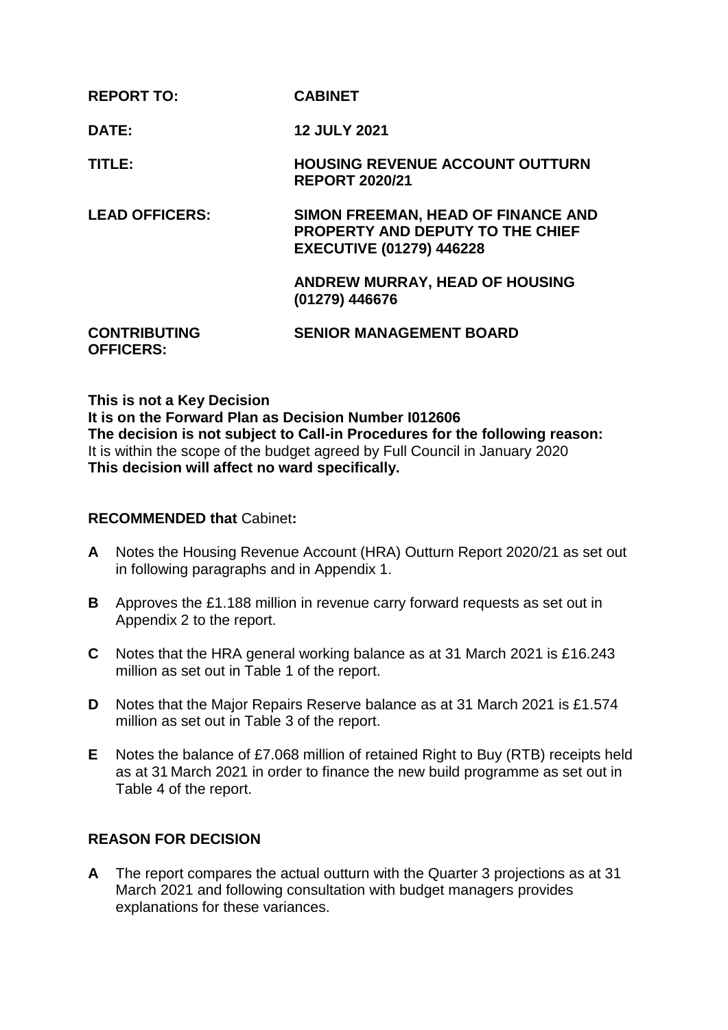| | |
|---|---|
| **REPORT TO:** | **CABINET** |
| **DATE:** | **12 JULY 2021** |
| **TITLE:** | **HOUSING REVENUE ACCOUNT OUTTURN REPORT 2020/21** |
| **LEAD OFFICERS:** | **SIMON FREEMAN, HEAD OF FINANCE AND PROPERTY AND DEPUTY TO THE CHIEF EXECUTIVE (01279) 446228** |
| | **ANDREW MURRAY, HEAD OF HOUSING (01279) 446676** |
| **CONTRIBUTING OFFICERS:** | **SENIOR MANAGEMENT BOARD** |

**This is not a Key Decision**
**It is on the Forward Plan as Decision Number I012606**
**The decision is not subject to Call-in Procedures for the following reason:**
It is within the scope of the budget agreed by Full Council in January 2020
**This decision will affect no ward specifically.**

**RECOMMENDED that** Cabinet**:**

**A** Notes the Housing Revenue Account (HRA) Outturn Report 2020/21 as set out in following paragraphs and in Appendix 1.

**B** Approves the £1.188 million in revenue carry forward requests as set out in Appendix 2 to the report.

**C** Notes that the HRA general working balance as at 31 March 2021 is £16.243 million as set out in Table 1 of the report.

**D** Notes that the Major Repairs Reserve balance as at 31 March 2021 is £1.574 million as set out in Table 3 of the report.

**E** Notes the balance of £7.068 million of retained Right to Buy (RTB) receipts held as at 31 March 2021 in order to finance the new build programme as set out in Table 4 of the report.

## REASON FOR DECISION

**A** The report compares the actual outturn with the Quarter 3 projections as at 31 March 2021 and following consultation with budget managers provides explanations for these variances.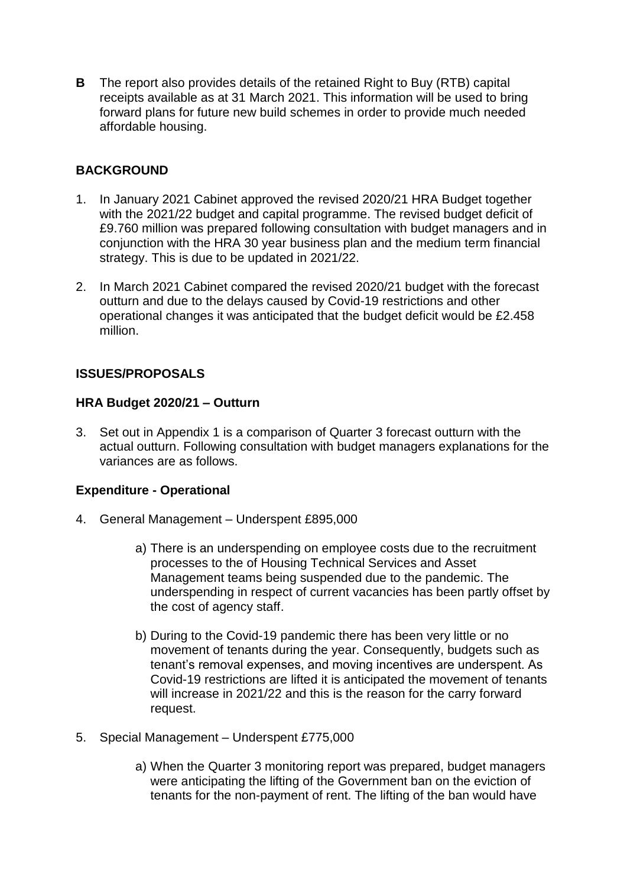**B** The report also provides details of the retained Right to Buy (RTB) capital receipts available as at 31 March 2021. This information will be used to bring forward plans for future new build schemes in order to provide much needed affordable housing.

## BACKGROUND

1. In January 2021 Cabinet approved the revised 2020/21 HRA Budget together with the 2021/22 budget and capital programme. The revised budget deficit of £9.760 million was prepared following consultation with budget managers and in conjunction with the HRA 30 year business plan and the medium term financial strategy. This is due to be updated in 2021/22.

2. In March 2021 Cabinet compared the revised 2020/21 budget with the forecast outturn and due to the delays caused by Covid-19 restrictions and other operational changes it was anticipated that the budget deficit would be £2.458 million.

## ISSUES/PROPOSALS

### HRA Budget 2020/21 – Outturn

3. Set out in Appendix 1 is a comparison of Quarter 3 forecast outturn with the actual outturn. Following consultation with budget managers explanations for the variances are as follows.

### Expenditure - Operational

4. General Management – Underspent £895,000

   a) There is an underspending on employee costs due to the recruitment processes to the of Housing Technical Services and Asset Management teams being suspended due to the pandemic. The underspending in respect of current vacancies has been partly offset by the cost of agency staff.

   b) During to the Covid-19 pandemic there has been very little or no movement of tenants during the year. Consequently, budgets such as tenant's removal expenses, and moving incentives are underspent. As Covid-19 restrictions are lifted it is anticipated the movement of tenants will increase in 2021/22 and this is the reason for the carry forward request.

5. Special Management – Underspent £775,000

   a) When the Quarter 3 monitoring report was prepared, budget managers were anticipating the lifting of the Government ban on the eviction of tenants for the non-payment of rent. The lifting of the ban would have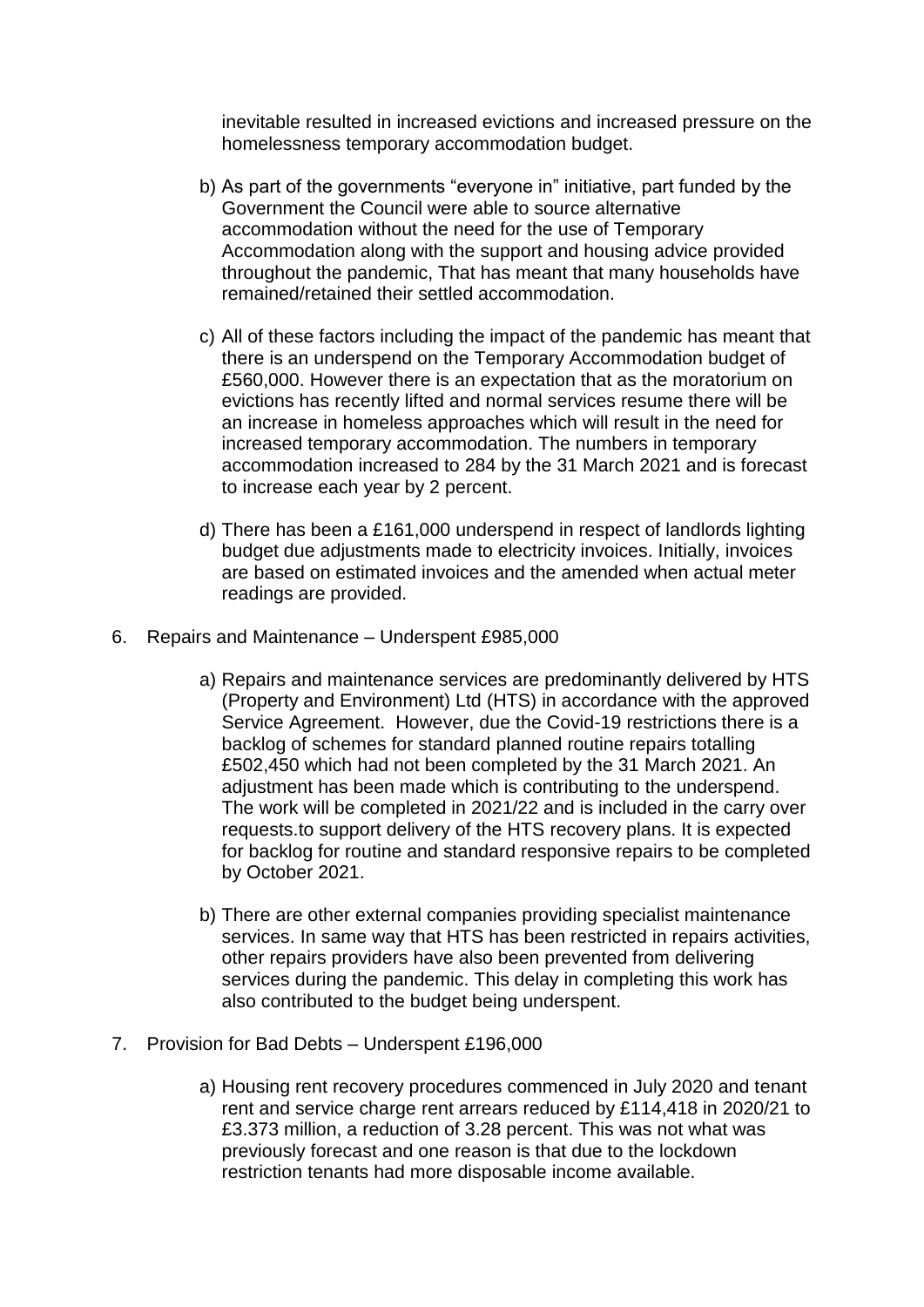inevitable resulted in increased evictions and increased pressure on the homelessness temporary accommodation budget.

b) As part of the governments "everyone in" initiative, part funded by the Government the Council were able to source alternative accommodation without the need for the use of Temporary Accommodation along with the support and housing advice provided throughout the pandemic, That has meant that many households have remained/retained their settled accommodation.

c) All of these factors including the impact of the pandemic has meant that there is an underspend on the Temporary Accommodation budget of £560,000. However there is an expectation that as the moratorium on evictions has recently lifted and normal services resume there will be an increase in homeless approaches which will result in the need for increased temporary accommodation. The numbers in temporary accommodation increased to 284 by the 31 March 2021 and is forecast to increase each year by 2 percent.

d) There has been a £161,000 underspend in respect of landlords lighting budget due adjustments made to electricity invoices. Initially, invoices are based on estimated invoices and the amended when actual meter readings are provided.

6. Repairs and Maintenance – Underspent £985,000

   a) Repairs and maintenance services are predominantly delivered by HTS (Property and Environment) Ltd (HTS) in accordance with the approved Service Agreement. However, due the Covid-19 restrictions there is a backlog of schemes for standard planned routine repairs totalling £502,450 which had not been completed by the 31 March 2021. An adjustment has been made which is contributing to the underspend. The work will be completed in 2021/22 and is included in the carry over requests.to support delivery of the HTS recovery plans. It is expected for backlog for routine and standard responsive repairs to be completed by October 2021.

   b) There are other external companies providing specialist maintenance services. In same way that HTS has been restricted in repairs activities, other repairs providers have also been prevented from delivering services during the pandemic. This delay in completing this work has also contributed to the budget being underspent.

7. Provision for Bad Debts – Underspent £196,000

   a) Housing rent recovery procedures commenced in July 2020 and tenant rent and service charge rent arrears reduced by £114,418 in 2020/21 to £3.373 million, a reduction of 3.28 percent. This was not what was previously forecast and one reason is that due to the lockdown restriction tenants had more disposable income available.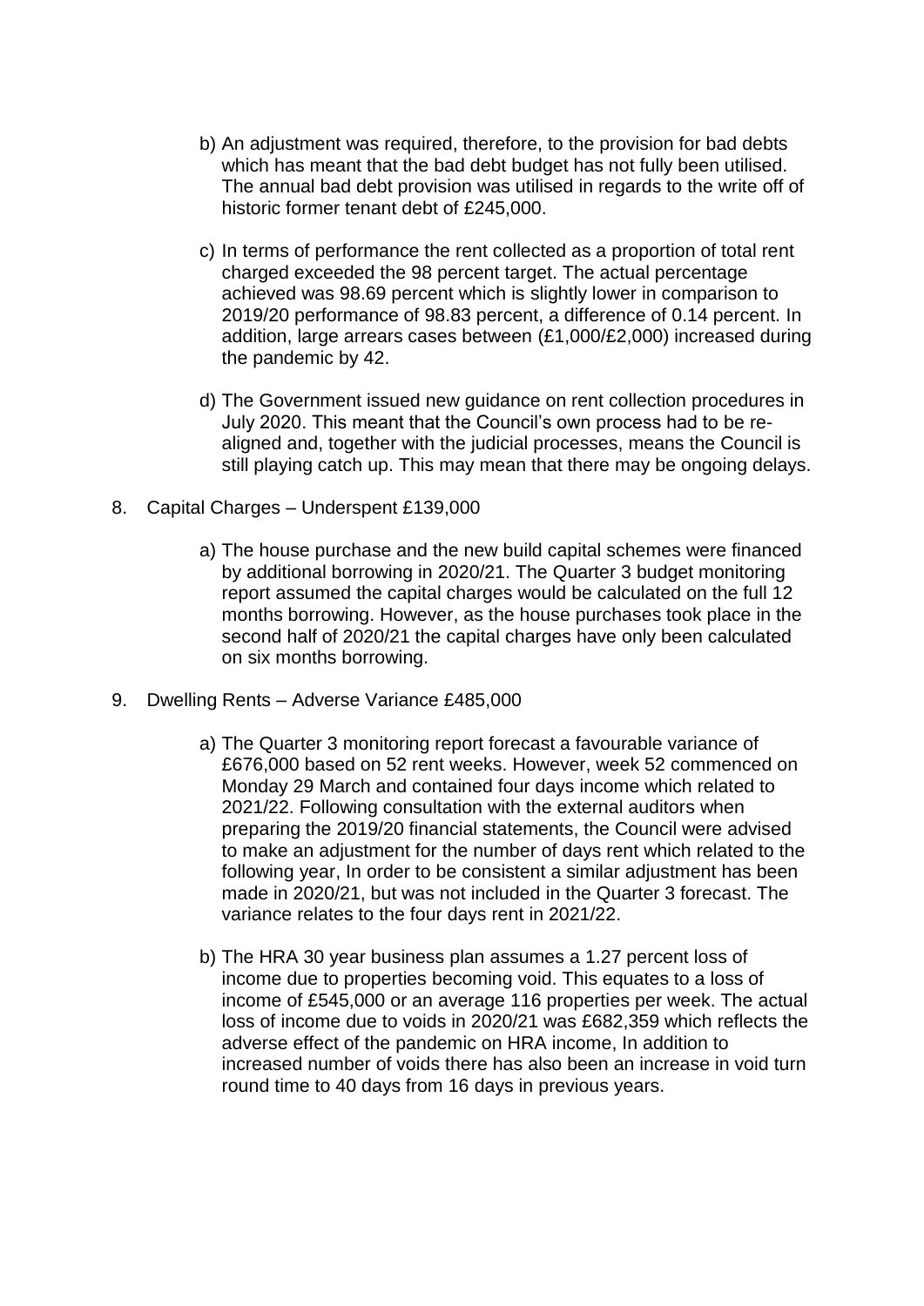b) An adjustment was required, therefore, to the provision for bad debts which has meant that the bad debt budget has not fully been utilised. The annual bad debt provision was utilised in regards to the write off of historic former tenant debt of £245,000.

c) In terms of performance the rent collected as a proportion of total rent charged exceeded the 98 percent target. The actual percentage achieved was 98.69 percent which is slightly lower in comparison to 2019/20 performance of 98.83 percent, a difference of 0.14 percent. In addition, large arrears cases between (£1,000/£2,000) increased during the pandemic by 42.

d) The Government issued new guidance on rent collection procedures in July 2020. This meant that the Council's own process had to be re-aligned and, together with the judicial processes, means the Council is still playing catch up. This may mean that there may be ongoing delays.

8. Capital Charges – Underspent £139,000

   a) The house purchase and the new build capital schemes were financed by additional borrowing in 2020/21. The Quarter 3 budget monitoring report assumed the capital charges would be calculated on the full 12 months borrowing. However, as the house purchases took place in the second half of 2020/21 the capital charges have only been calculated on six months borrowing.

9. Dwelling Rents – Adverse Variance £485,000

   a) The Quarter 3 monitoring report forecast a favourable variance of £676,000 based on 52 rent weeks. However, week 52 commenced on Monday 29 March and contained four days income which related to 2021/22. Following consultation with the external auditors when preparing the 2019/20 financial statements, the Council were advised to make an adjustment for the number of days rent which related to the following year, In order to be consistent a similar adjustment has been made in 2020/21, but was not included in the Quarter 3 forecast. The variance relates to the four days rent in 2021/22.

   b) The HRA 30 year business plan assumes a 1.27 percent loss of income due to properties becoming void. This equates to a loss of income of £545,000 or an average 116 properties per week. The actual loss of income due to voids in 2020/21 was £682,359 which reflects the adverse effect of the pandemic on HRA income, In addition to increased number of voids there has also been an increase in void turn round time to 40 days from 16 days in previous years.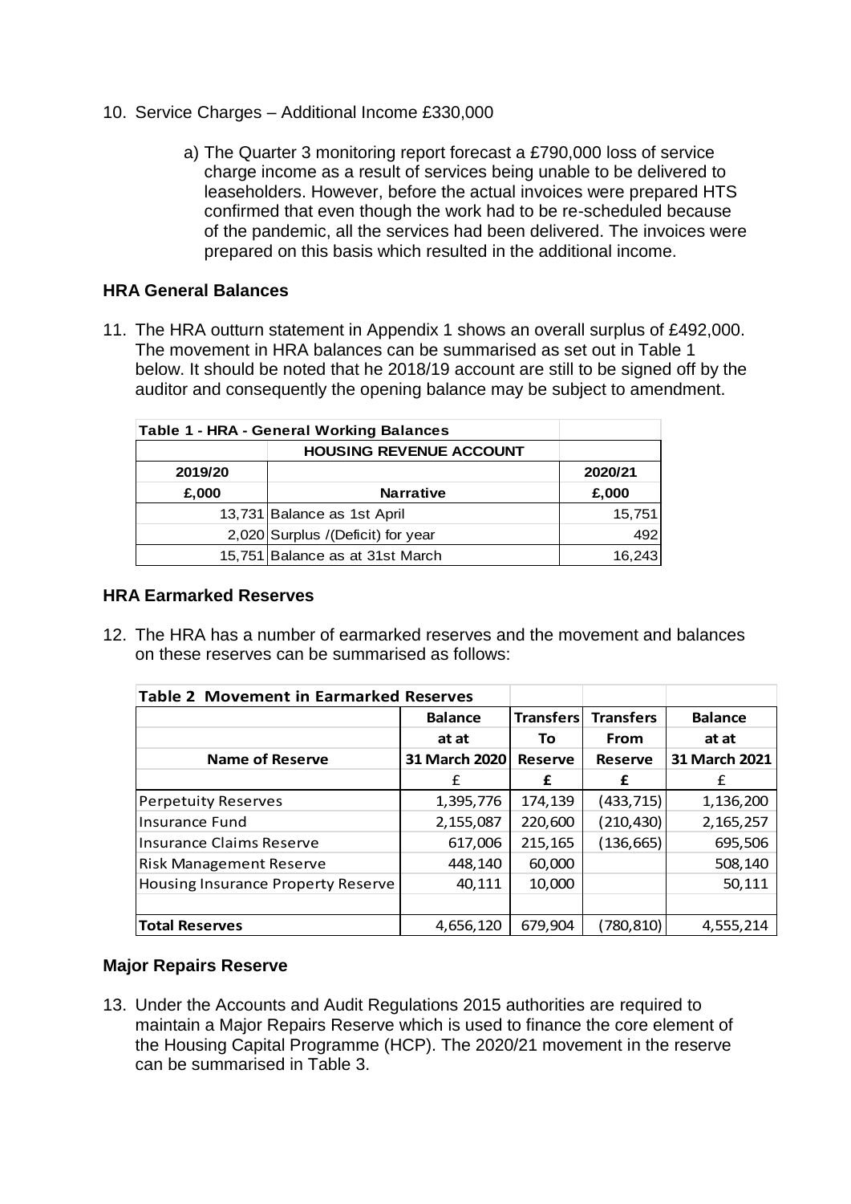10. Service Charges – Additional Income £330,000

    a) The Quarter 3 monitoring report forecast a £790,000 loss of service charge income as a result of services being unable to be delivered to leaseholders. However, before the actual invoices were prepared HTS confirmed that even though the work had to be re-scheduled because of the pandemic, all the services had been delivered. The invoices were prepared on this basis which resulted in the additional income.

**HRA General Balances**

11. The HRA outturn statement in Appendix 1 shows an overall surplus of £492,000. The movement in HRA balances can be summarised as set out in Table 1 below. It should be noted that he 2018/19 account are still to be signed off by the auditor and consequently the opening balance may be subject to amendment.

| Table 1 - HRA - General Working Balances | | |
|---|---|---|
| | HOUSING REVENUE ACCOUNT | |
| 2019/20 | | 2020/21 |
| £,000 | Narrative | £,000 |
| 13,731 | Balance as 1st April | 15,751 |
| 2,020 | Surplus /(Deficit) for year | 492 |
| 15,751 | Balance as at 31st March | 16,243 |

**HRA Earmarked Reserves**

12. The HRA has a number of earmarked reserves and the movement and balances on these reserves can be summarised as follows:

| Table 2 Movement in Earmarked Reserves | | | | |
|---|---|---|---|---|
| | Balance | Transfers | Transfers | Balance |
| | at at | To | From | at at |
| Name of Reserve | 31 March 2020 | Reserve | Reserve | 31 March 2021 |
| | £ | £ | £ | £ |
| Perpetuity Reserves | 1,395,776 | 174,139 | (433,715) | 1,136,200 |
| Insurance Fund | 2,155,087 | 220,600 | (210,430) | 2,165,257 |
| Insurance Claims Reserve | 617,006 | 215,165 | (136,665) | 695,506 |
| Risk Management Reserve | 448,140 | 60,000 | | 508,140 |
| Housing Insurance Property Reserve | 40,111 | 10,000 | | 50,111 |
| | | | | |
| Total Reserves | 4,656,120 | 679,904 | (780,810) | 4,555,214 |

**Major Repairs Reserve**

13. Under the Accounts and Audit Regulations 2015 authorities are required to maintain a Major Repairs Reserve which is used to finance the core element of the Housing Capital Programme (HCP). The 2020/21 movement in the reserve can be summarised in Table 3.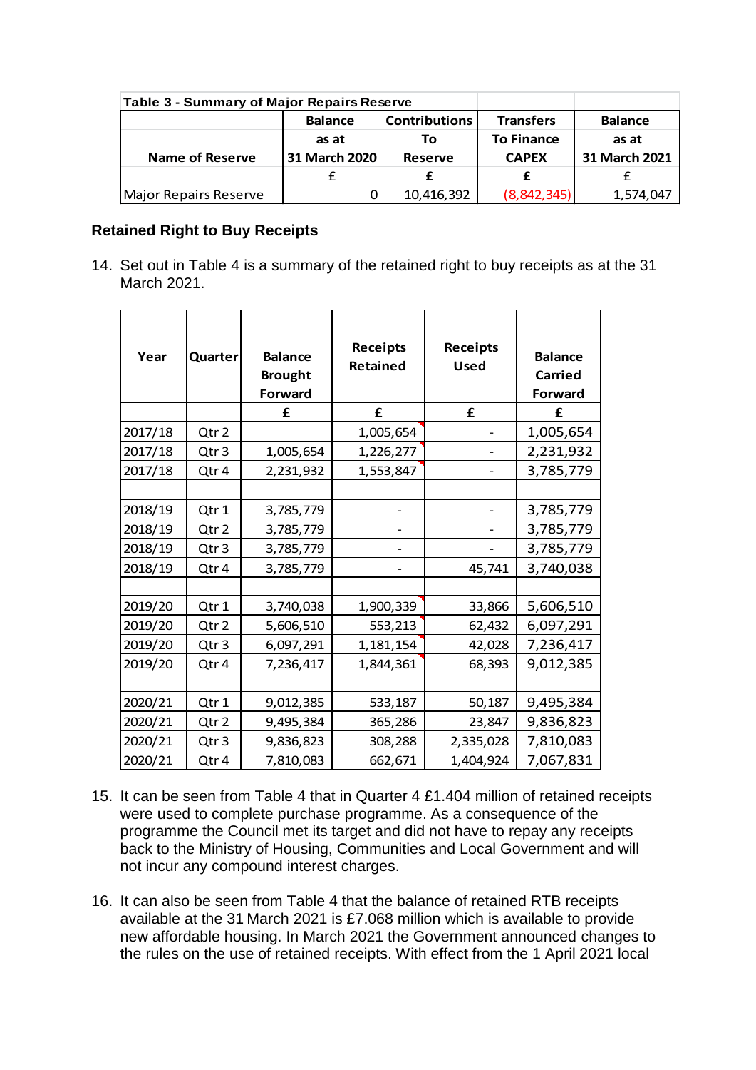| Table 3 - Summary of Major Repairs Reserve | | | | |
|---|---|---|---|---|
| | Balance | Contributions | Transfers | Balance |
| | as at | To | To Finance | as at |
| Name of Reserve | 31 March 2020 | Reserve | CAPEX | 31 March 2021 |
| | £ | £ | £ | £ |
| Major Repairs Reserve | 0 | 10,416,392 | (8,842,345) | 1,574,047 |

**Retained Right to Buy Receipts**

14. Set out in Table 4 is a summary of the retained right to buy receipts as at the 31 March 2021.

| Year | Quarter | Balance Brought Forward | Receipts Retained | Receipts Used | Balance Carried Forward |
|---|---|---|---|---|---|
| | | £ | £ | £ | £ |
| 2017/18 | Qtr 2 | | 1,005,654 | - | 1,005,654 |
| 2017/18 | Qtr 3 | 1,005,654 | 1,226,277 | - | 2,231,932 |
| 2017/18 | Qtr 4 | 2,231,932 | 1,553,847 | - | 3,785,779 |
| | | | | | |
| 2018/19 | Qtr 1 | 3,785,779 | - | - | 3,785,779 |
| 2018/19 | Qtr 2 | 3,785,779 | - | - | 3,785,779 |
| 2018/19 | Qtr 3 | 3,785,779 | - | - | 3,785,779 |
| 2018/19 | Qtr 4 | 3,785,779 | - | 45,741 | 3,740,038 |
| | | | | | |
| 2019/20 | Qtr 1 | 3,740,038 | 1,900,339 | 33,866 | 5,606,510 |
| 2019/20 | Qtr 2 | 5,606,510 | 553,213 | 62,432 | 6,097,291 |
| 2019/20 | Qtr 3 | 6,097,291 | 1,181,154 | 42,028 | 7,236,417 |
| 2019/20 | Qtr 4 | 7,236,417 | 1,844,361 | 68,393 | 9,012,385 |
| | | | | | |
| 2020/21 | Qtr 1 | 9,012,385 | 533,187 | 50,187 | 9,495,384 |
| 2020/21 | Qtr 2 | 9,495,384 | 365,286 | 23,847 | 9,836,823 |
| 2020/21 | Qtr 3 | 9,836,823 | 308,288 | 2,335,028 | 7,810,083 |
| 2020/21 | Qtr 4 | 7,810,083 | 662,671 | 1,404,924 | 7,067,831 |

15. It can be seen from Table 4 that in Quarter 4 £1.404 million of retained receipts were used to complete purchase programme. As a consequence of the programme the Council met its target and did not have to repay any receipts back to the Ministry of Housing, Communities and Local Government and will not incur any compound interest charges.

16. It can also be seen from Table 4 that the balance of retained RTB receipts available at the 31 March 2021 is £7.068 million which is available to provide new affordable housing. In March 2021 the Government announced changes to the rules on the use of retained receipts. With effect from the 1 April 2021 local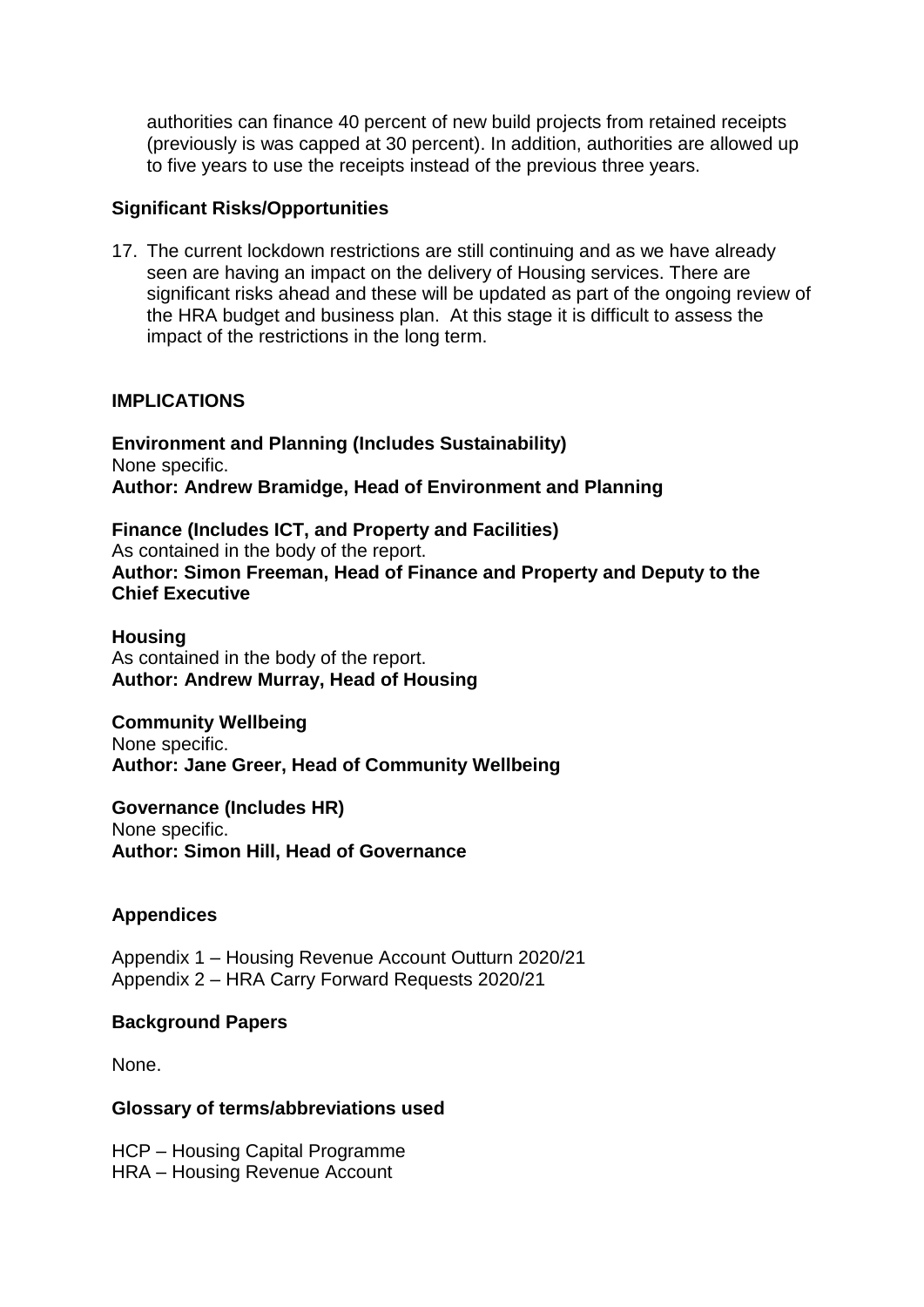authorities can finance 40 percent of new build projects from retained receipts (previously is was capped at 30 percent). In addition, authorities are allowed up to five years to use the receipts instead of the previous three years.

**Significant Risks/Opportunities**

17. The current lockdown restrictions are still continuing and as we have already seen are having an impact on the delivery of Housing services. There are significant risks ahead and these will be updated as part of the ongoing review of the HRA budget and business plan. At this stage it is difficult to assess the impact of the restrictions in the long term.

## IMPLICATIONS

**Environment and Planning (Includes Sustainability)**
None specific.
**Author: Andrew Bramidge, Head of Environment and Planning**

**Finance (Includes ICT, and Property and Facilities)**
As contained in the body of the report.
**Author: Simon Freeman, Head of Finance and Property and Deputy to the Chief Executive**

**Housing**
As contained in the body of the report.
**Author: Andrew Murray, Head of Housing**

**Community Wellbeing**
None specific.
**Author: Jane Greer, Head of Community Wellbeing**

**Governance (Includes HR)**
None specific.
**Author: Simon Hill, Head of Governance**

**Appendices**

Appendix 1 – Housing Revenue Account Outturn 2020/21
Appendix 2 – HRA Carry Forward Requests 2020/21

**Background Papers**

None.

**Glossary of terms/abbreviations used**

HCP – Housing Capital Programme
HRA – Housing Revenue Account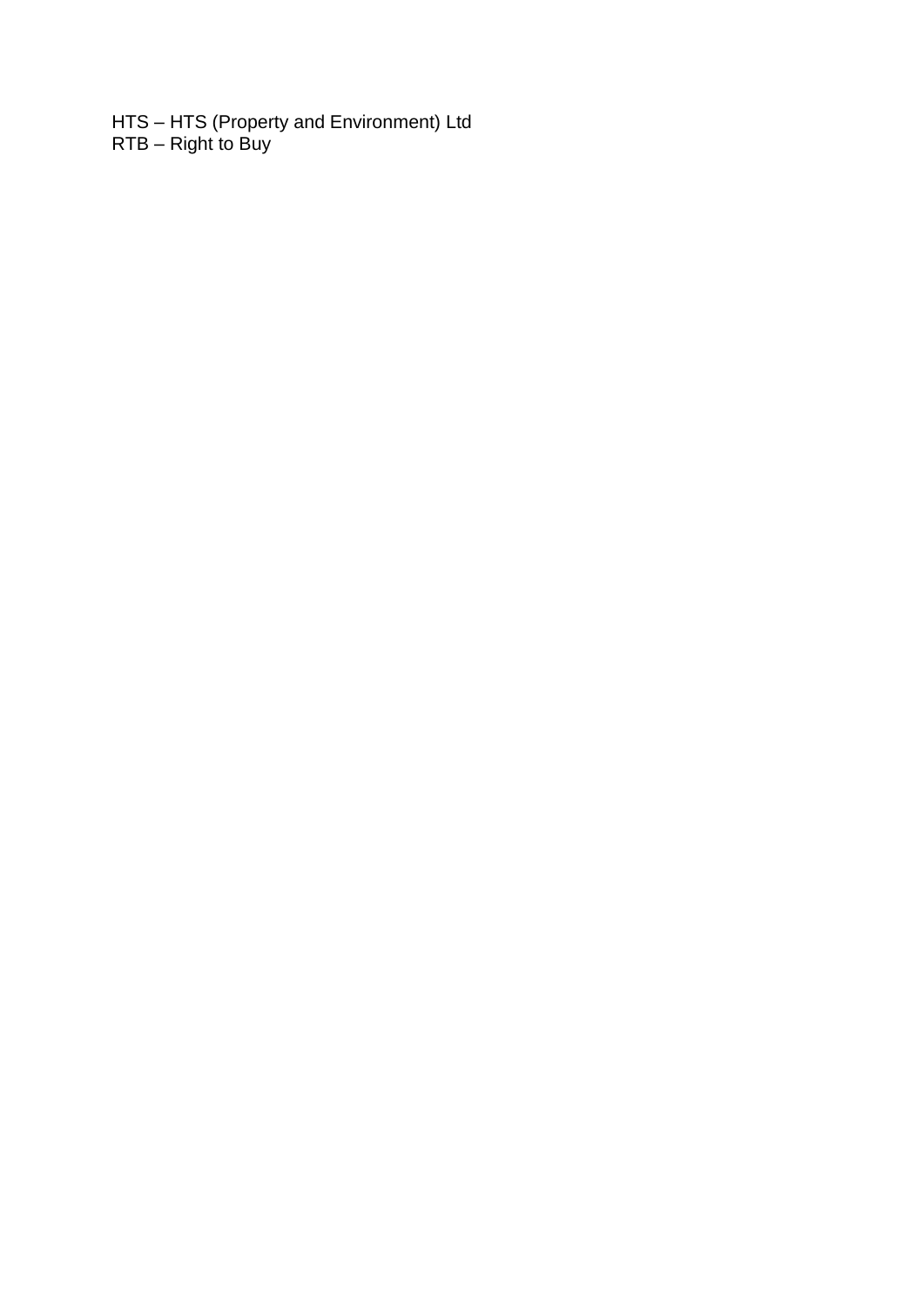HTS – HTS (Property and Environment) Ltd
RTB – Right to Buy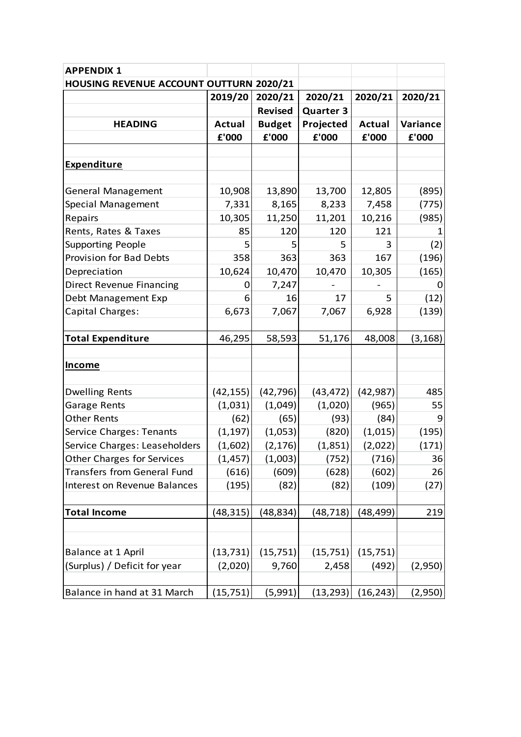**APPENDIX 1**

**HOUSING REVENUE ACCOUNT OUTTURN 2020/21**

| HEADING | 2019/20 Actual £'000 | 2020/21 Revised Budget £'000 | 2020/21 Quarter 3 Projected £'000 | 2020/21 Actual £'000 | 2020/21 Variance £'000 |
|---|---|---|---|---|---|
| **Expenditure** | | | | | |
| General Management | 10,908 | 13,890 | 13,700 | 12,805 | (895) |
| Special Management | 7,331 | 8,165 | 8,233 | 7,458 | (775) |
| Repairs | 10,305 | 11,250 | 11,201 | 10,216 | (985) |
| Rents, Rates & Taxes | 85 | 120 | 120 | 121 | 1 |
| Supporting People | 5 | 5 | 5 | 3 | (2) |
| Provision for Bad Debts | 358 | 363 | 363 | 167 | (196) |
| Depreciation | 10,624 | 10,470 | 10,470 | 10,305 | (165) |
| Direct Revenue Financing | 0 | 7,247 | - | - | 0 |
| Debt Management Exp | 6 | 16 | 17 | 5 | (12) |
| Capital Charges: | 6,673 | 7,067 | 7,067 | 6,928 | (139) |
| **Total Expenditure** | 46,295 | 58,593 | 51,176 | 48,008 | (3,168) |
| **Income** | | | | | |
| Dwelling Rents | (42,155) | (42,796) | (43,472) | (42,987) | 485 |
| Garage Rents | (1,031) | (1,049) | (1,020) | (965) | 55 |
| Other Rents | (62) | (65) | (93) | (84) | 9 |
| Service Charges: Tenants | (1,197) | (1,053) | (820) | (1,015) | (195) |
| Service Charges: Leaseholders | (1,602) | (2,176) | (1,851) | (2,022) | (171) |
| Other Charges for Services | (1,457) | (1,003) | (752) | (716) | 36 |
| Transfers from General Fund | (616) | (609) | (628) | (602) | 26 |
| Interest on Revenue Balances | (195) | (82) | (82) | (109) | (27) |
| **Total Income** | (48,315) | (48,834) | (48,718) | (48,499) | 219 |
| Balance at 1 April | (13,731) | (15,751) | (15,751) | (15,751) | |
| (Surplus) / Deficit for year | (2,020) | 9,760 | 2,458 | (492) | (2,950) |
| Balance in hand at 31 March | (15,751) | (5,991) | (13,293) | (16,243) | (2,950) |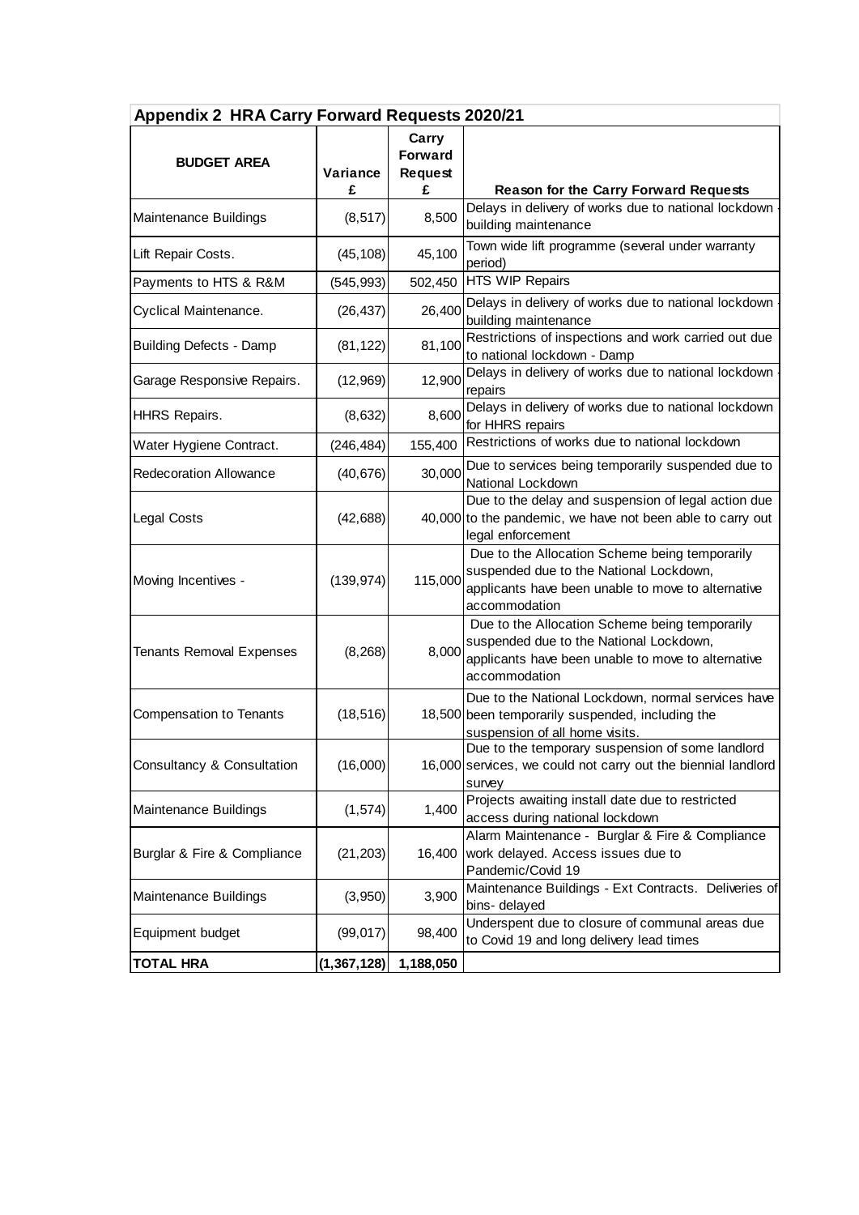## Appendix 2 HRA Carry Forward Requests 2020/21

| BUDGET AREA | Variance £ | Carry Forward Request £ | Reason for the Carry Forward Requests |
|---|---|---|---|
| Maintenance Buildings | (8,517) | 8,500 | Delays in delivery of works due to national lockdown - building maintenance |
| Lift Repair Costs. | (45,108) | 45,100 | Town wide lift programme (several under warranty period) |
| Payments to HTS & R&M | (545,993) | 502,450 | HTS WIP Repairs |
| Cyclical Maintenance. | (26,437) | 26,400 | Delays in delivery of works due to national lockdown - building maintenance |
| Building Defects - Damp | (81,122) | 81,100 | Restrictions of inspections and work carried out due to national lockdown - Damp |
| Garage Responsive Repairs. | (12,969) | 12,900 | Delays in delivery of works due to national lockdown - repairs |
| HHRS Repairs. | (8,632) | 8,600 | Delays in delivery of works due to national lockdown for HHRS repairs |
| Water Hygiene Contract. | (246,484) | 155,400 | Restrictions of works due to national lockdown |
| Redecoration Allowance | (40,676) | 30,000 | Due to services being temporarily suspended due to National Lockdown |
| Legal Costs | (42,688) | 40,000 | Due to the delay and suspension of legal action due to the pandemic, we have not been able to carry out legal enforcement |
| Moving Incentives - | (139,974) | 115,000 | Due to the Allocation Scheme being temporarily suspended due to the National Lockdown, applicants have been unable to move to alternative accommodation |
| Tenants Removal Expenses | (8,268) | 8,000 | Due to the Allocation Scheme being temporarily suspended due to the National Lockdown, applicants have been unable to move to alternative accommodation |
| Compensation to Tenants | (18,516) | 18,500 | Due to the National Lockdown, normal services have been temporarily suspended, including the suspension of all home visits. |
| Consultancy & Consultation | (16,000) | 16,000 | Due to the temporary suspension of some landlord services, we could not carry out the biennial landlord survey |
| Maintenance Buildings | (1,574) | 1,400 | Projects awaiting install date due to restricted access during national lockdown |
| Burglar & Fire & Compliance | (21,203) | 16,400 | Alarm Maintenance - Burglar & Fire & Compliance work delayed. Access issues due to Pandemic/Covid 19 |
| Maintenance Buildings | (3,950) | 3,900 | Maintenance Buildings - Ext Contracts. Deliveries of bins- delayed |
| Equipment budget | (99,017) | 98,400 | Underspent due to closure of communal areas due to Covid 19 and long delivery lead times |
| **TOTAL HRA** | **(1,367,128)** | **1,188,050** | |